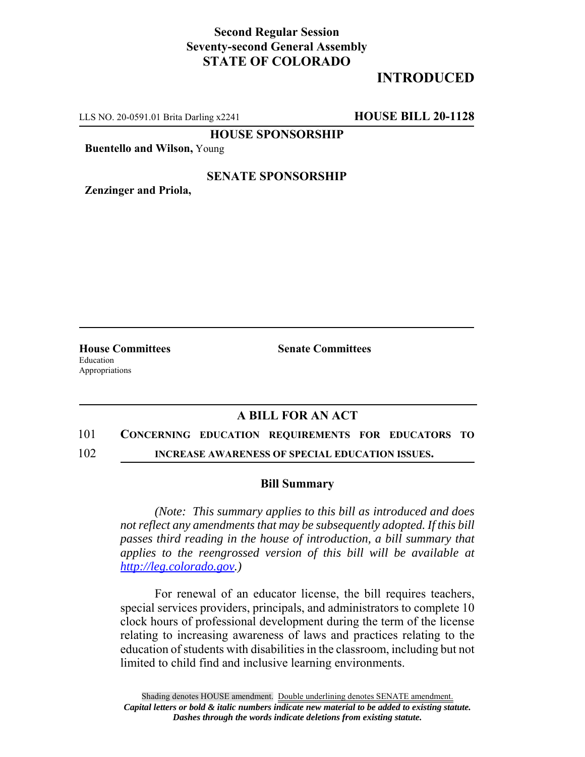**Second Regular Session**
**Seventy-second General Assembly**
**STATE OF COLORADO**

## INTRODUCED

LLS NO. 20-0591.01 Brita Darling x2241 **HOUSE BILL 20-1128**

**HOUSE SPONSORSHIP**

**Buentello and Wilson,** Young

**SENATE SPONSORSHIP**

**Zenzinger and Priola,**

**House Committees**
Education
Appropriations

**Senate Committees**

## A BILL FOR AN ACT

101 **CONCERNING EDUCATION REQUIREMENTS FOR EDUCATORS TO**
102 **INCREASE AWARENESS OF SPECIAL EDUCATION ISSUES.**

### Bill Summary

*(Note: This summary applies to this bill as introduced and does not reflect any amendments that may be subsequently adopted. If this bill passes third reading in the house of introduction, a bill summary that applies to the reengrossed version of this bill will be available at http://leg.colorado.gov.)*

For renewal of an educator license, the bill requires teachers, special services providers, principals, and administrators to complete 10 clock hours of professional development during the term of the license relating to increasing awareness of laws and practices relating to the education of students with disabilities in the classroom, including but not limited to child find and inclusive learning environments.

Shading denotes HOUSE amendment. Double underlining denotes SENATE amendment.
***Capital letters or bold & italic numbers indicate new material to be added to existing statute.***
***Dashes through the words indicate deletions from existing statute.***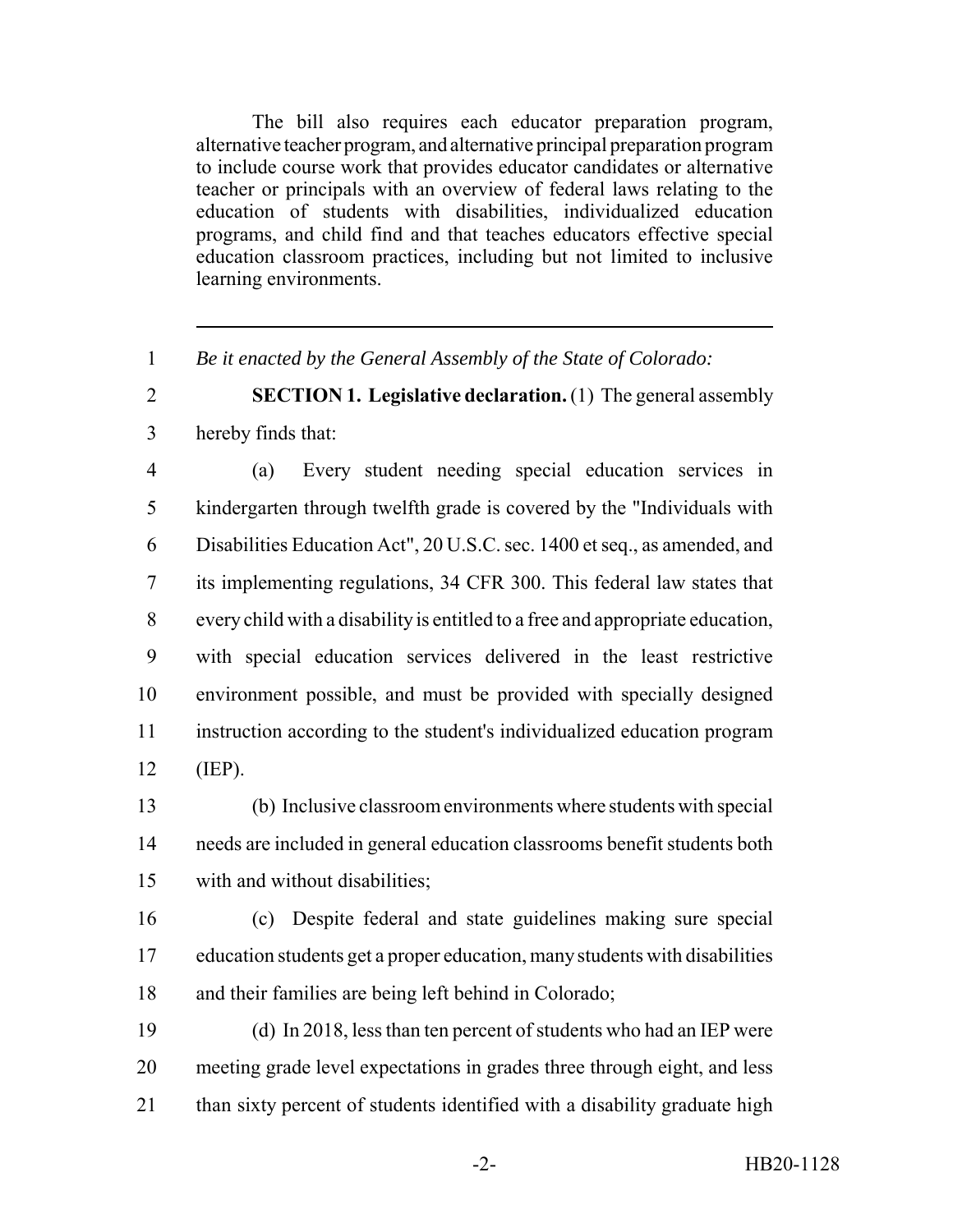The bill also requires each educator preparation program, alternative teacher program, and alternative principal preparation program to include course work that provides educator candidates or alternative teacher or principals with an overview of federal laws relating to the education of students with disabilities, individualized education programs, and child find and that teaches educators effective special education classroom practices, including but not limited to inclusive learning environments.

---

*Be it enacted by the General Assembly of the State of Colorado:*

**SECTION 1. Legislative declaration.** (1) The general assembly hereby finds that:

(a) Every student needing special education services in kindergarten through twelfth grade is covered by the "Individuals with Disabilities Education Act", 20 U.S.C. sec. 1400 et seq., as amended, and its implementing regulations, 34 CFR 300. This federal law states that every child with a disability is entitled to a free and appropriate education, with special education services delivered in the least restrictive environment possible, and must be provided with specially designed instruction according to the student's individualized education program (IEP).

(b) Inclusive classroom environments where students with special needs are included in general education classrooms benefit students both with and without disabilities;

(c) Despite federal and state guidelines making sure special education students get a proper education, many students with disabilities and their families are being left behind in Colorado;

(d) In 2018, less than ten percent of students who had an IEP were meeting grade level expectations in grades three through eight, and less than sixty percent of students identified with a disability graduate high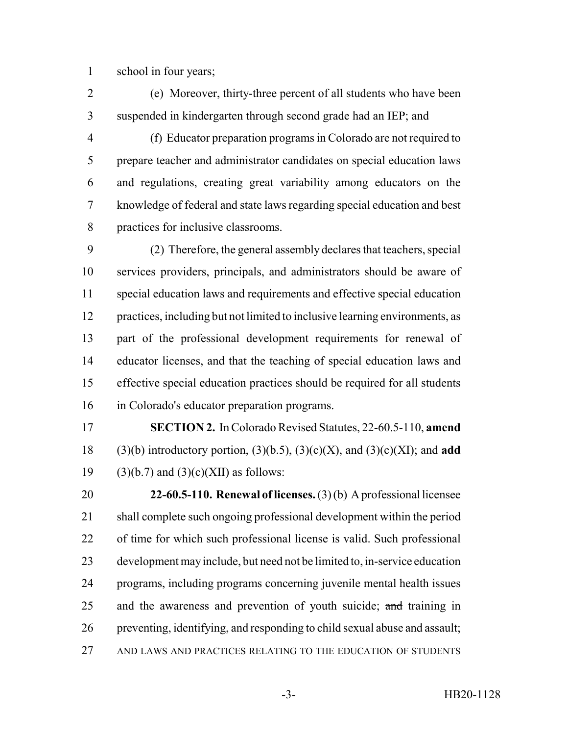school in four years;

(e) Moreover, thirty-three percent of all students who have been suspended in kindergarten through second grade had an IEP; and

(f) Educator preparation programs in Colorado are not required to prepare teacher and administrator candidates on special education laws and regulations, creating great variability among educators on the knowledge of federal and state laws regarding special education and best practices for inclusive classrooms.

(2) Therefore, the general assembly declares that teachers, special services providers, principals, and administrators should be aware of special education laws and requirements and effective special education practices, including but not limited to inclusive learning environments, as part of the professional development requirements for renewal of educator licenses, and that the teaching of special education laws and effective special education practices should be required for all students in Colorado's educator preparation programs.

**SECTION 2.** In Colorado Revised Statutes, 22-60.5-110, **amend** (3)(b) introductory portion, (3)(b.5), (3)(c)(X), and (3)(c)(XI); and **add** (3)(b.7) and (3)(c)(XII) as follows:

**22-60.5-110. Renewal of licenses.** (3) (b) A professional licensee shall complete such ongoing professional development within the period of time for which such professional license is valid. Such professional development may include, but need not be limited to, in-service education programs, including programs concerning juvenile mental health issues and the awareness and prevention of youth suicide; ~~and~~ training in preventing, identifying, and responding to child sexual abuse and assault; AND LAWS AND PRACTICES RELATING TO THE EDUCATION OF STUDENTS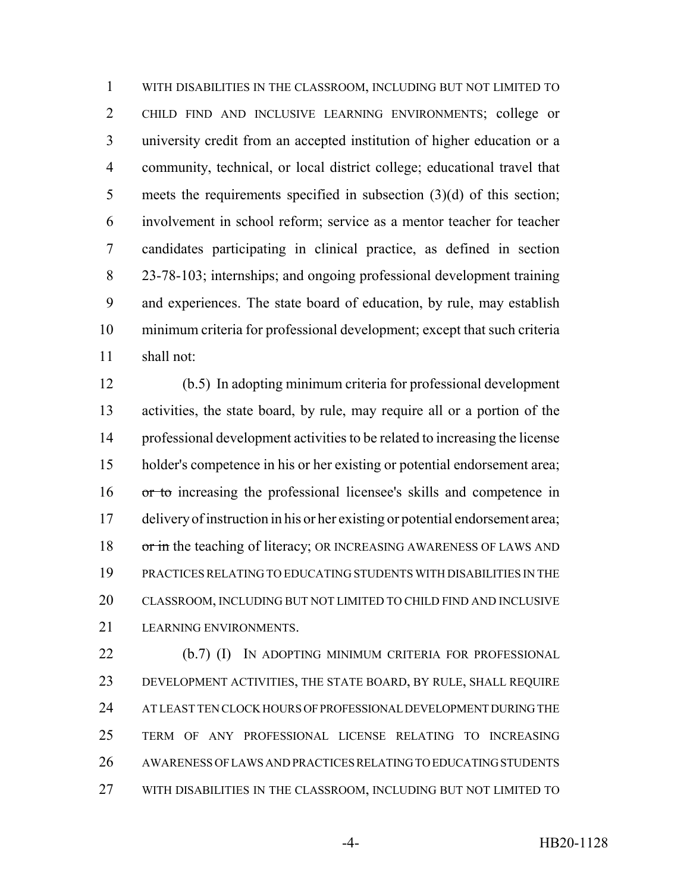WITH DISABILITIES IN THE CLASSROOM, INCLUDING BUT NOT LIMITED TO CHILD FIND AND INCLUSIVE LEARNING ENVIRONMENTS; college or university credit from an accepted institution of higher education or a community, technical, or local district college; educational travel that meets the requirements specified in subsection (3)(d) of this section; involvement in school reform; service as a mentor teacher for teacher candidates participating in clinical practice, as defined in section 23-78-103; internships; and ongoing professional development training and experiences. The state board of education, by rule, may establish minimum criteria for professional development; except that such criteria shall not:

(b.5) In adopting minimum criteria for professional development activities, the state board, by rule, may require all or a portion of the professional development activities to be related to increasing the license holder's competence in his or her existing or potential endorsement area; ~~or to~~ increasing the professional licensee's skills and competence in delivery of instruction in his or her existing or potential endorsement area; ~~or in~~ the teaching of literacy; OR INCREASING AWARENESS OF LAWS AND PRACTICES RELATING TO EDUCATING STUDENTS WITH DISABILITIES IN THE CLASSROOM, INCLUDING BUT NOT LIMITED TO CHILD FIND AND INCLUSIVE LEARNING ENVIRONMENTS.

(b.7) (I) IN ADOPTING MINIMUM CRITERIA FOR PROFESSIONAL DEVELOPMENT ACTIVITIES, THE STATE BOARD, BY RULE, SHALL REQUIRE AT LEAST TEN CLOCK HOURS OF PROFESSIONAL DEVELOPMENT DURING THE TERM OF ANY PROFESSIONAL LICENSE RELATING TO INCREASING AWARENESS OF LAWS AND PRACTICES RELATING TO EDUCATING STUDENTS WITH DISABILITIES IN THE CLASSROOM, INCLUDING BUT NOT LIMITED TO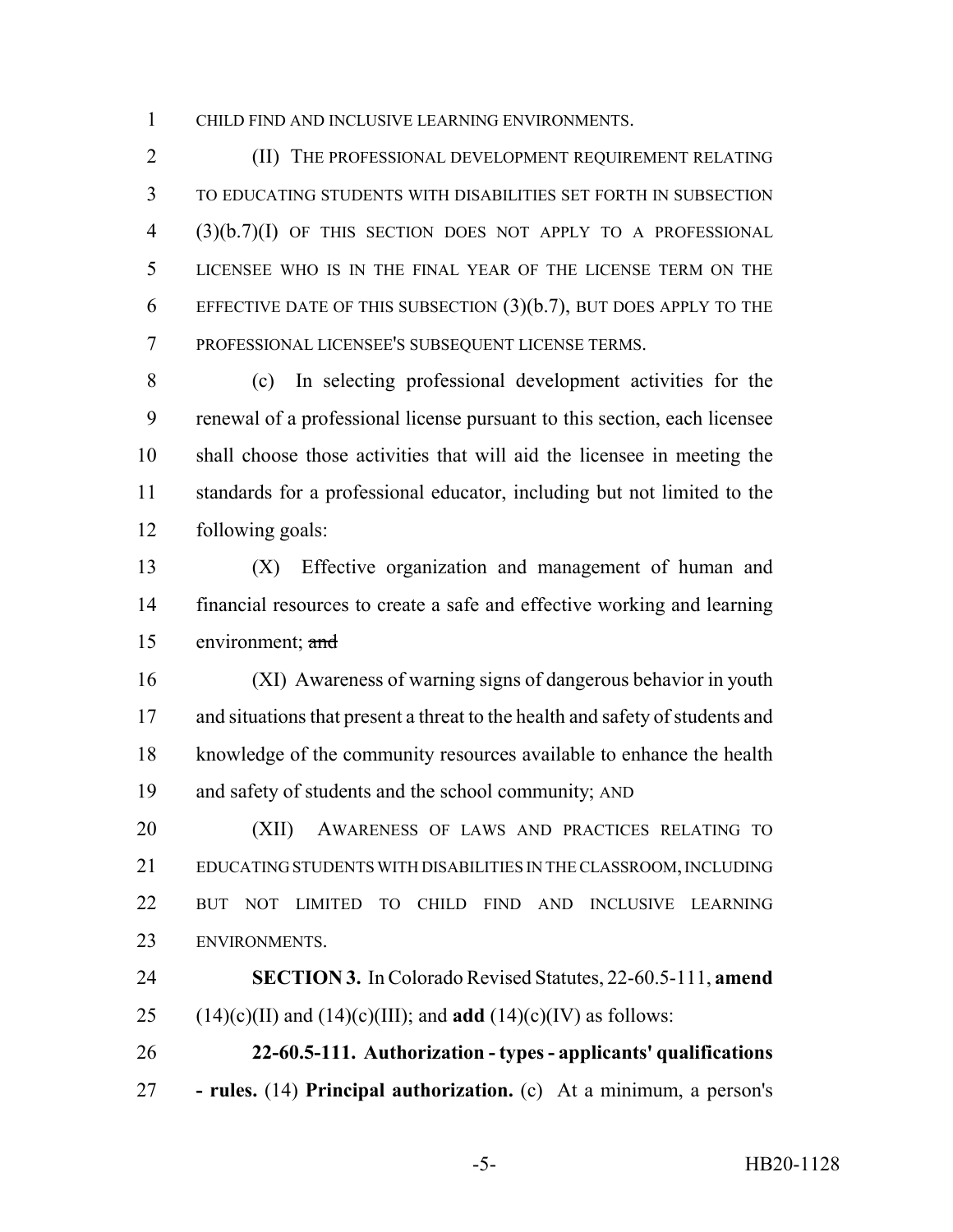CHILD FIND AND INCLUSIVE LEARNING ENVIRONMENTS.

(II) THE PROFESSIONAL DEVELOPMENT REQUIREMENT RELATING TO EDUCATING STUDENTS WITH DISABILITIES SET FORTH IN SUBSECTION (3)(b.7)(I) OF THIS SECTION DOES NOT APPLY TO A PROFESSIONAL LICENSEE WHO IS IN THE FINAL YEAR OF THE LICENSE TERM ON THE EFFECTIVE DATE OF THIS SUBSECTION (3)(b.7), BUT DOES APPLY TO THE PROFESSIONAL LICENSEE'S SUBSEQUENT LICENSE TERMS.

(c) In selecting professional development activities for the renewal of a professional license pursuant to this section, each licensee shall choose those activities that will aid the licensee in meeting the standards for a professional educator, including but not limited to the following goals:

(X) Effective organization and management of human and financial resources to create a safe and effective working and learning environment; ~~and~~

(XI) Awareness of warning signs of dangerous behavior in youth and situations that present a threat to the health and safety of students and knowledge of the community resources available to enhance the health and safety of students and the school community; AND

(XII) AWARENESS OF LAWS AND PRACTICES RELATING TO EDUCATING STUDENTS WITH DISABILITIES IN THE CLASSROOM, INCLUDING BUT NOT LIMITED TO CHILD FIND AND INCLUSIVE LEARNING ENVIRONMENTS.

**SECTION 3.** In Colorado Revised Statutes, 22-60.5-111, **amend** (14)(c)(II) and (14)(c)(III); and **add** (14)(c)(IV) as follows:

**22-60.5-111. Authorization - types - applicants' qualifications - rules.** (14) **Principal authorization.** (c) At a minimum, a person's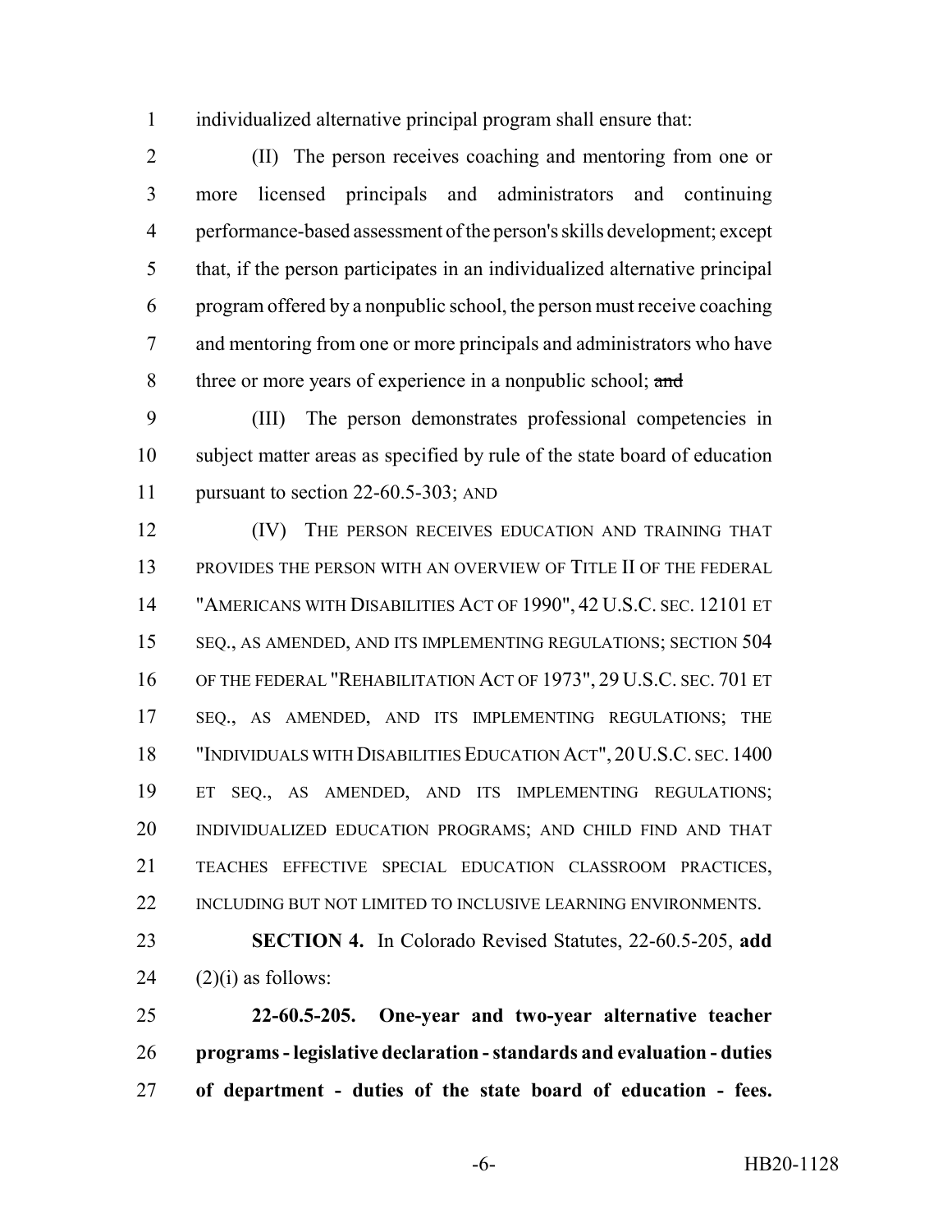individualized alternative principal program shall ensure that:

(II) The person receives coaching and mentoring from one or more licensed principals and administrators and continuing performance-based assessment of the person's skills development; except that, if the person participates in an individualized alternative principal program offered by a nonpublic school, the person must receive coaching and mentoring from one or more principals and administrators who have three or more years of experience in a nonpublic school; ~~and~~

(III) The person demonstrates professional competencies in subject matter areas as specified by rule of the state board of education pursuant to section 22-60.5-303; AND

(IV) THE PERSON RECEIVES EDUCATION AND TRAINING THAT PROVIDES THE PERSON WITH AN OVERVIEW OF TITLE II OF THE FEDERAL "AMERICANS WITH DISABILITIES ACT OF 1990", 42 U.S.C. SEC. 12101 ET SEQ., AS AMENDED, AND ITS IMPLEMENTING REGULATIONS; SECTION 504 OF THE FEDERAL "REHABILITATION ACT OF 1973", 29 U.S.C. SEC. 701 ET SEQ., AS AMENDED, AND ITS IMPLEMENTING REGULATIONS; THE "INDIVIDUALS WITH DISABILITIES EDUCATION ACT", 20 U.S.C. SEC. 1400 ET SEQ., AS AMENDED, AND ITS IMPLEMENTING REGULATIONS; INDIVIDUALIZED EDUCATION PROGRAMS; AND CHILD FIND AND THAT TEACHES EFFECTIVE SPECIAL EDUCATION CLASSROOM PRACTICES, INCLUDING BUT NOT LIMITED TO INCLUSIVE LEARNING ENVIRONMENTS.

**SECTION 4.** In Colorado Revised Statutes, 22-60.5-205, **add** (2)(i) as follows:

**22-60.5-205. One-year and two-year alternative teacher programs - legislative declaration - standards and evaluation - duties of department - duties of the state board of education - fees.**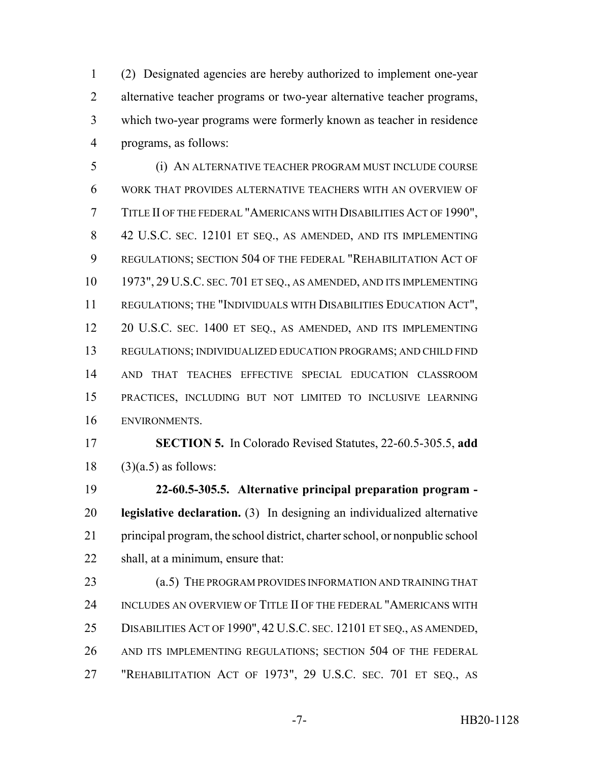(2) Designated agencies are hereby authorized to implement one-year alternative teacher programs or two-year alternative teacher programs, which two-year programs were formerly known as teacher in residence programs, as follows:

(i) AN ALTERNATIVE TEACHER PROGRAM MUST INCLUDE COURSE WORK THAT PROVIDES ALTERNATIVE TEACHERS WITH AN OVERVIEW OF TITLE II OF THE FEDERAL "AMERICANS WITH DISABILITIES ACT OF 1990", 42 U.S.C. SEC. 12101 ET SEQ., AS AMENDED, AND ITS IMPLEMENTING REGULATIONS; SECTION 504 OF THE FEDERAL "REHABILITATION ACT OF 1973", 29 U.S.C. SEC. 701 ET SEQ., AS AMENDED, AND ITS IMPLEMENTING REGULATIONS; THE "INDIVIDUALS WITH DISABILITIES EDUCATION ACT", 20 U.S.C. SEC. 1400 ET SEQ., AS AMENDED, AND ITS IMPLEMENTING REGULATIONS; INDIVIDUALIZED EDUCATION PROGRAMS; AND CHILD FIND AND THAT TEACHES EFFECTIVE SPECIAL EDUCATION CLASSROOM PRACTICES, INCLUDING BUT NOT LIMITED TO INCLUSIVE LEARNING ENVIRONMENTS.

**SECTION 5.** In Colorado Revised Statutes, 22-60.5-305.5, **add** (3)(a.5) as follows:

**22-60.5-305.5. Alternative principal preparation program - legislative declaration.** (3) In designing an individualized alternative principal program, the school district, charter school, or nonpublic school shall, at a minimum, ensure that:

(a.5) THE PROGRAM PROVIDES INFORMATION AND TRAINING THAT INCLUDES AN OVERVIEW OF TITLE II OF THE FEDERAL "AMERICANS WITH DISABILITIES ACT OF 1990", 42 U.S.C. SEC. 12101 ET SEQ., AS AMENDED, AND ITS IMPLEMENTING REGULATIONS; SECTION 504 OF THE FEDERAL "REHABILITATION ACT OF 1973", 29 U.S.C. SEC. 701 ET SEQ., AS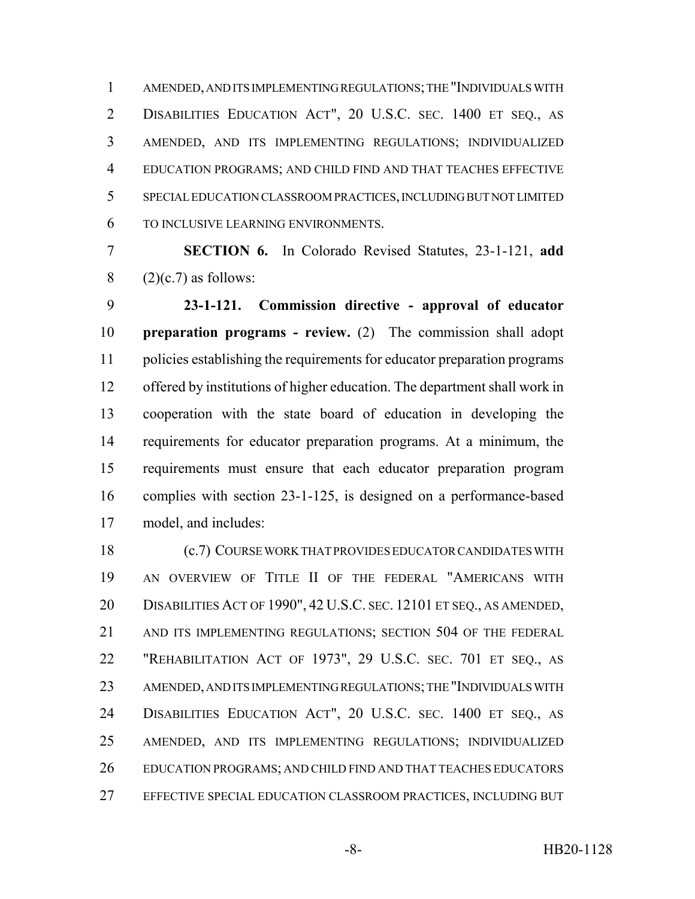AMENDED, AND ITS IMPLEMENTING REGULATIONS; THE "INDIVIDUALS WITH DISABILITIES EDUCATION ACT", 20 U.S.C. SEC. 1400 ET SEQ., AS AMENDED, AND ITS IMPLEMENTING REGULATIONS; INDIVIDUALIZED EDUCATION PROGRAMS; AND CHILD FIND AND THAT TEACHES EFFECTIVE SPECIAL EDUCATION CLASSROOM PRACTICES, INCLUDING BUT NOT LIMITED TO INCLUSIVE LEARNING ENVIRONMENTS.

**SECTION 6.** In Colorado Revised Statutes, 23-1-121, **add** (2)(c.7) as follows:

**23-1-121. Commission directive - approval of educator preparation programs - review.** (2) The commission shall adopt policies establishing the requirements for educator preparation programs offered by institutions of higher education. The department shall work in cooperation with the state board of education in developing the requirements for educator preparation programs. At a minimum, the requirements must ensure that each educator preparation program complies with section 23-1-125, is designed on a performance-based model, and includes:

(c.7) COURSE WORK THAT PROVIDES EDUCATOR CANDIDATES WITH AN OVERVIEW OF TITLE II OF THE FEDERAL "AMERICANS WITH DISABILITIES ACT OF 1990", 42 U.S.C. SEC. 12101 ET SEQ., AS AMENDED, AND ITS IMPLEMENTING REGULATIONS; SECTION 504 OF THE FEDERAL "REHABILITATION ACT OF 1973", 29 U.S.C. SEC. 701 ET SEQ., AS AMENDED, AND ITS IMPLEMENTING REGULATIONS; THE "INDIVIDUALS WITH DISABILITIES EDUCATION ACT", 20 U.S.C. SEC. 1400 ET SEQ., AS AMENDED, AND ITS IMPLEMENTING REGULATIONS; INDIVIDUALIZED EDUCATION PROGRAMS; AND CHILD FIND AND THAT TEACHES EDUCATORS EFFECTIVE SPECIAL EDUCATION CLASSROOM PRACTICES, INCLUDING BUT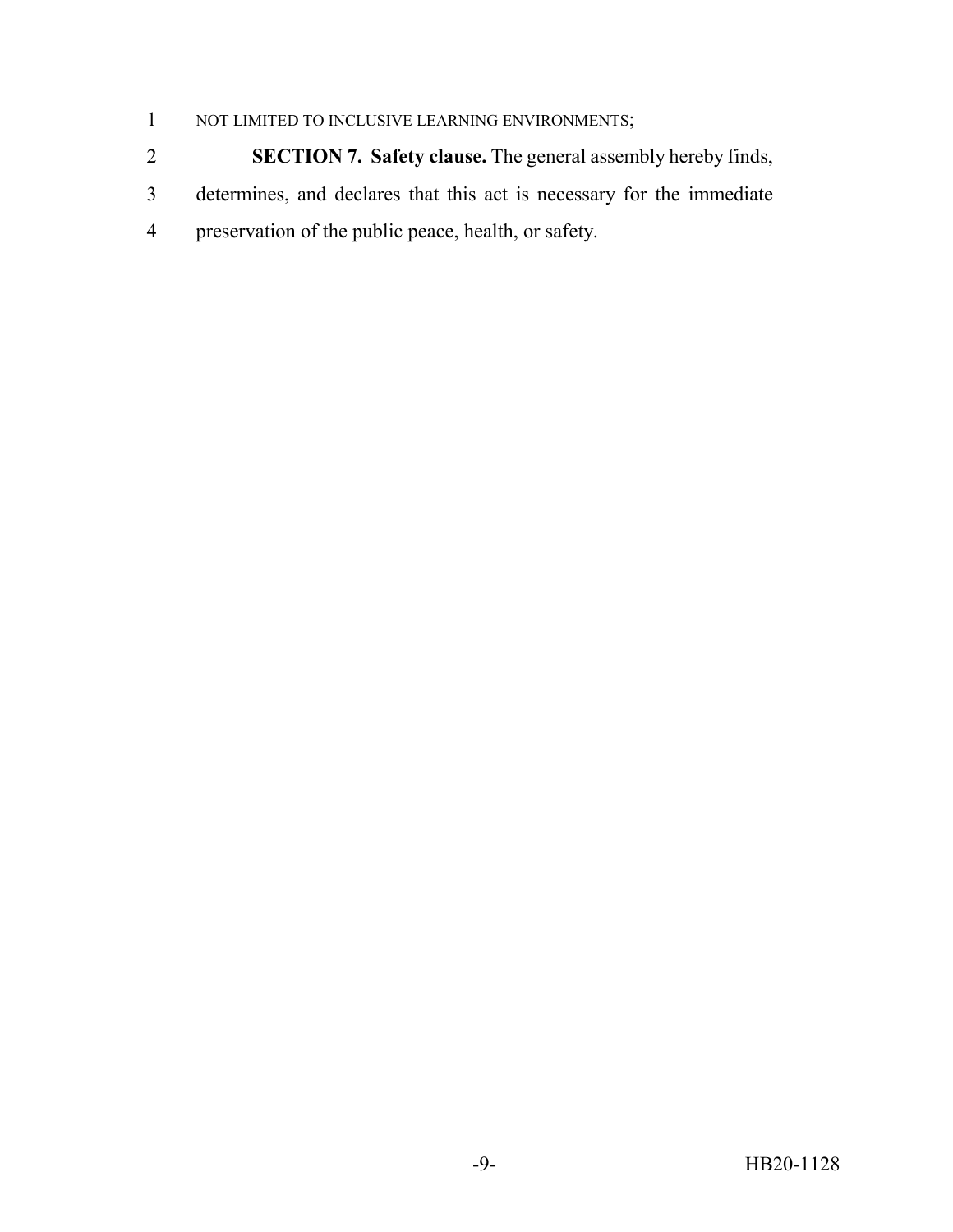NOT LIMITED TO INCLUSIVE LEARNING ENVIRONMENTS;

**SECTION 7. Safety clause.** The general assembly hereby finds, determines, and declares that this act is necessary for the immediate preservation of the public peace, health, or safety.